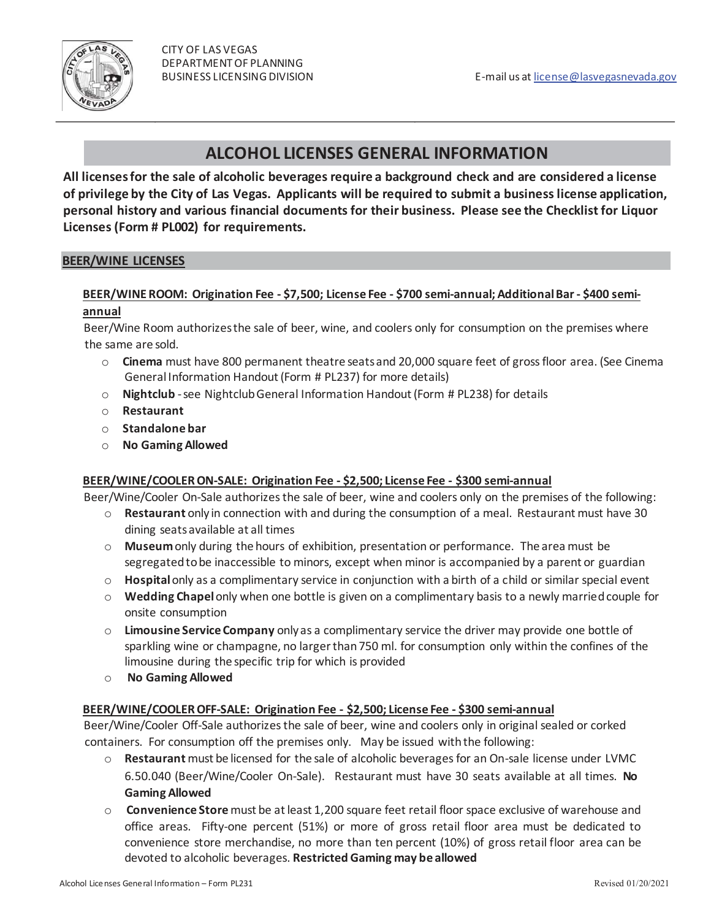CITY OF LAS VEGAS
DEPARTMENT OF PLANNING
BUSINESS LICENSING DIVISION

E-mail us at license@lasvegasnevada.gov

# ALCOHOL LICENSES GENERAL INFORMATION

**All licenses for the sale of alcoholic beverages require a background check and are considered a license of privilege by the City of Las Vegas. Applicants will be required to submit a business license application, personal history and various financial documents for their business. Please see the Checklist for Liquor Licenses (Form # PL002) for requirements.**

## BEER/WINE LICENSES

### BEER/WINE ROOM: Origination Fee - $7,500; License Fee - $700 semi-annual; Additional Bar - $400 semi-annual

Beer/Wine Room authorizes the sale of beer, wine, and coolers only for consumption on the premises where the same are sold.

- **Cinema** must have 800 permanent theatre seats and 20,000 square feet of gross floor area. (See Cinema General Information Handout (Form # PL237) for more details)
- **Nightclub** - see Nightclub General Information Handout (Form # PL238) for details
- **Restaurant**
- **Standalone bar**
- **No Gaming Allowed**

### BEER/WINE/COOLER ON-SALE: Origination Fee - $2,500; License Fee - $300 semi-annual

Beer/Wine/Cooler On-Sale authorizes the sale of beer, wine and coolers only on the premises of the following:

- **Restaurant** only in connection with and during the consumption of a meal. Restaurant must have 30 dining seats available at all times
- **Museum** only during the hours of exhibition, presentation or performance. The area must be segregated to be inaccessible to minors, except when minor is accompanied by a parent or guardian
- **Hospital** only as a complimentary service in conjunction with a birth of a child or similar special event
- **Wedding Chapel** only when one bottle is given on a complimentary basis to a newly married couple for onsite consumption
- **Limousine Service Company** only as a complimentary service the driver may provide one bottle of sparkling wine or champagne, no larger than 750 ml. for consumption only within the confines of the limousine during the specific trip for which is provided
- **No Gaming Allowed**

### BEER/WINE/COOLER OFF-SALE: Origination Fee - $2,500; License Fee - $300 semi-annual

Beer/Wine/Cooler Off-Sale authorizes the sale of beer, wine and coolers only in original sealed or corked containers. For consumption off the premises only. May be issued with the following:

- **Restaurant** must be licensed for the sale of alcoholic beverages for an On-sale license under LVMC 6.50.040 (Beer/Wine/Cooler On-Sale). Restaurant must have 30 seats available at all times. **No Gaming Allowed**
- **Convenience Store** must be at least 1,200 square feet retail floor space exclusive of warehouse and office areas. Fifty-one percent (51%) or more of gross retail floor area must be dedicated to convenience store merchandise, no more than ten percent (10%) of gross retail floor area can be devoted to alcoholic beverages. **Restricted Gaming may be allowed**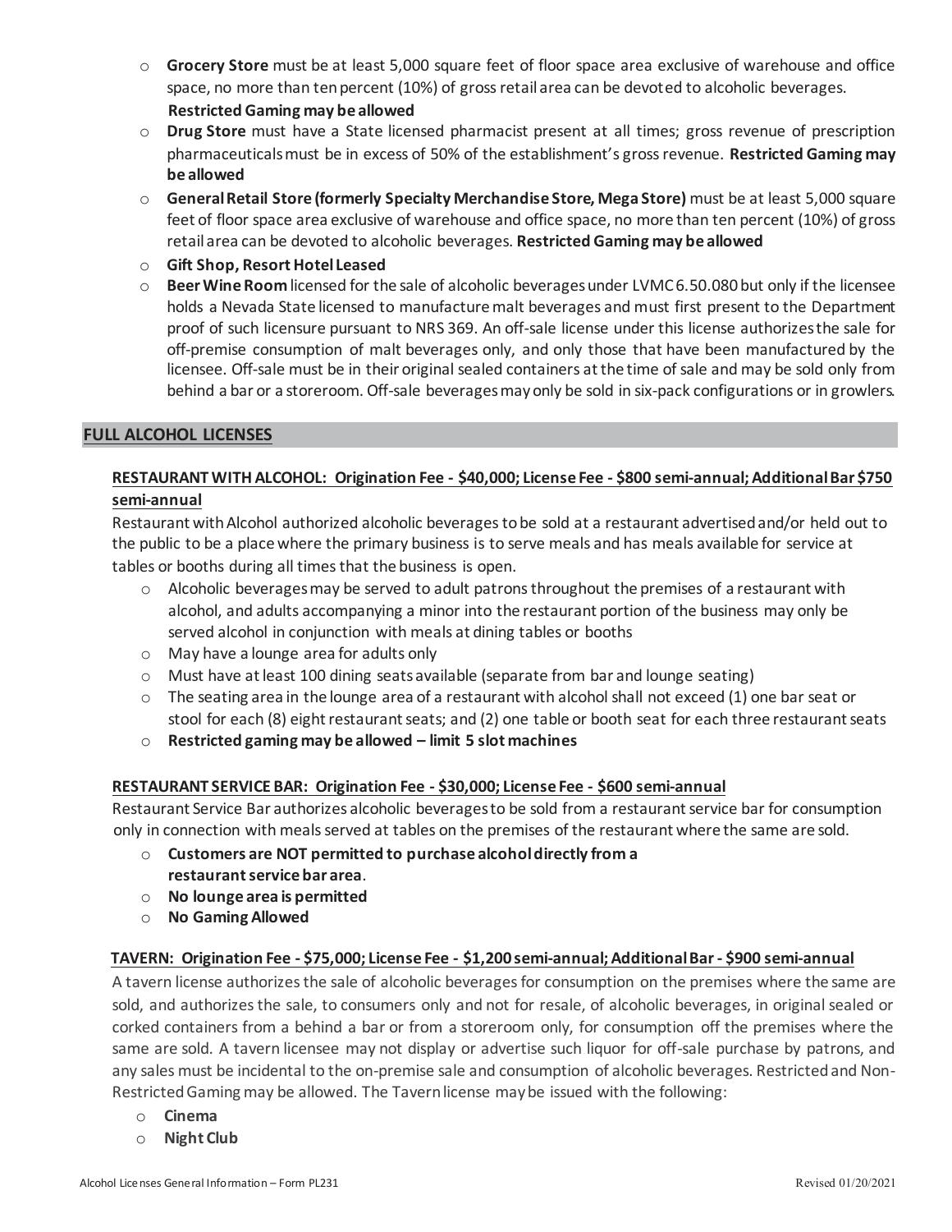- **Grocery Store** must be at least 5,000 square feet of floor space area exclusive of warehouse and office space, no more than ten percent (10%) of gross retail area can be devoted to alcoholic beverages. **Restricted Gaming may be allowed**
- **Drug Store** must have a State licensed pharmacist present at all times; gross revenue of prescription pharmaceuticals must be in excess of 50% of the establishment's gross revenue. **Restricted Gaming may be allowed**
- **General Retail Store (formerly Specialty Merchandise Store, Mega Store)** must be at least 5,000 square feet of floor space area exclusive of warehouse and office space, no more than ten percent (10%) of gross retail area can be devoted to alcoholic beverages. **Restricted Gaming may be allowed**
- **Gift Shop, Resort Hotel Leased**
- **Beer Wine Room** licensed for the sale of alcoholic beverages under LVMC 6.50.080 but only if the licensee holds a Nevada State licensed to manufacture malt beverages and must first present to the Department proof of such licensure pursuant to NRS 369. An off-sale license under this license authorizes the sale for off-premise consumption of malt beverages only, and only those that have been manufactured by the licensee. Off-sale must be in their original sealed containers at the time of sale and may be sold only from behind a bar or a storeroom. Off-sale beverages may only be sold in six-pack configurations or in growlers.

## FULL ALCOHOL LICENSES

### RESTAURANT WITH ALCOHOL: Origination Fee - $40,000; License Fee - $800 semi-annual; Additional Bar $750 semi-annual

Restaurant with Alcohol authorized alcoholic beverages to be sold at a restaurant advertised and/or held out to the public to be a place where the primary business is to serve meals and has meals available for service at tables or booths during all times that the business is open.

- Alcoholic beverages may be served to adult patrons throughout the premises of a restaurant with alcohol, and adults accompanying a minor into the restaurant portion of the business may only be served alcohol in conjunction with meals at dining tables or booths
- May have a lounge area for adults only
- Must have at least 100 dining seats available (separate from bar and lounge seating)
- The seating area in the lounge area of a restaurant with alcohol shall not exceed (1) one bar seat or stool for each (8) eight restaurant seats; and (2) one table or booth seat for each three restaurant seats
- **Restricted gaming may be allowed – limit 5 slot machines**

### RESTAURANT SERVICE BAR: Origination Fee - $30,000; License Fee - $600 semi-annual

Restaurant Service Bar authorizes alcoholic beverages to be sold from a restaurant service bar for consumption only in connection with meals served at tables on the premises of the restaurant where the same are sold.

- **Customers are NOT permitted to purchase alcohol directly from a restaurant service bar area**.
- **No lounge area is permitted**
- **No Gaming Allowed**

### TAVERN: Origination Fee - $75,000; License Fee - $1,200 semi-annual; Additional Bar - $900 semi-annual

A tavern license authorizes the sale of alcoholic beverages for consumption on the premises where the same are sold, and authorizes the sale, to consumers only and not for resale, of alcoholic beverages, in original sealed or corked containers from a behind a bar or from a storeroom only, for consumption off the premises where the same are sold. A tavern licensee may not display or advertise such liquor for off-sale purchase by patrons, and any sales must be incidental to the on-premise sale and consumption of alcoholic beverages. Restricted and Non-Restricted Gaming may be allowed. The Tavern license may be issued with the following:

- **Cinema**
- **Night Club**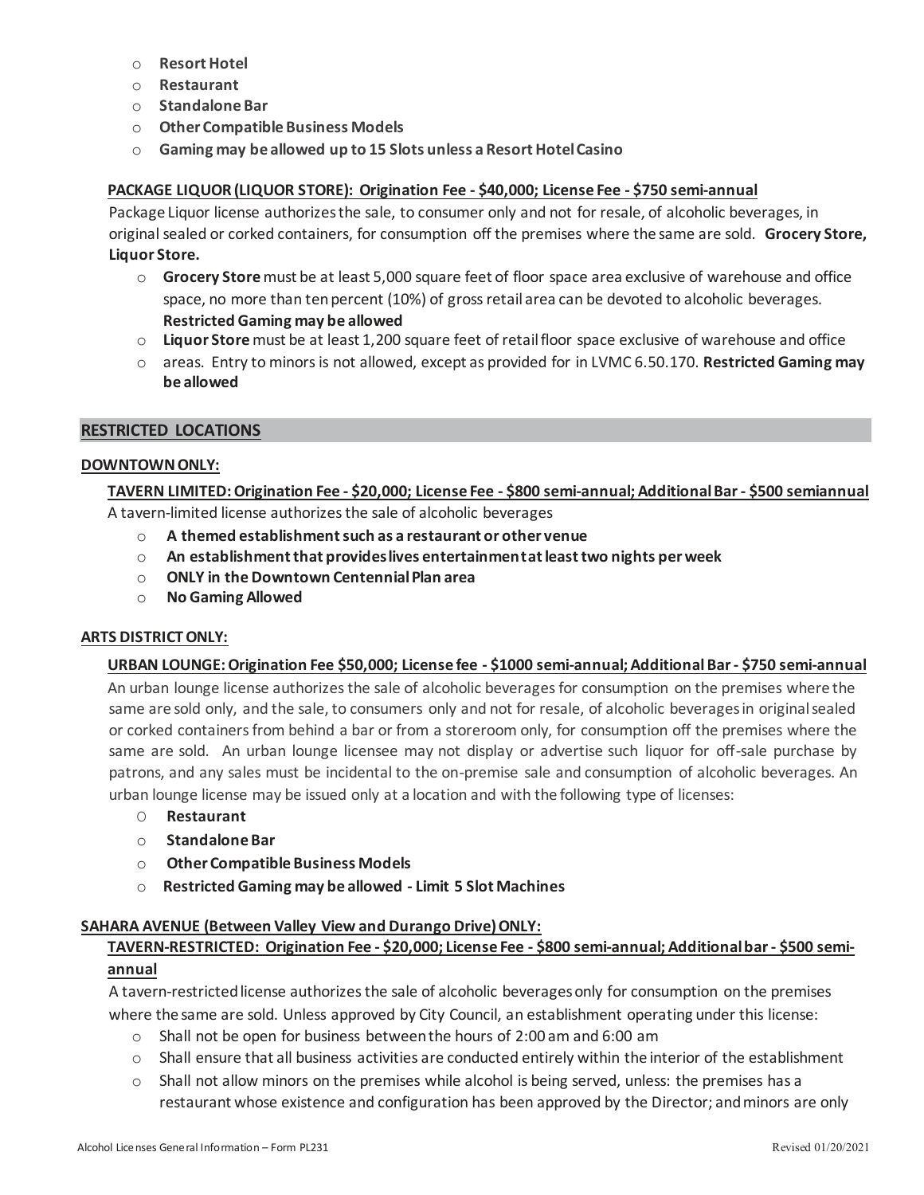- **Resort Hotel**
- **Restaurant**
- **Standalone Bar**
- **Other Compatible Business Models**
- **Gaming may be allowed up to 15 Slots unless a Resort Hotel Casino**

**PACKAGE LIQUOR (LIQUOR STORE): Origination Fee - $40,000; License Fee - $750 semi-annual**

Package Liquor license authorizes the sale, to consumer only and not for resale, of alcoholic beverages, in original sealed or corked containers, for consumption off the premises where the same are sold. **Grocery Store, Liquor Store.**

- **Grocery Store** must be at least 5,000 square feet of floor space area exclusive of warehouse and office space, no more than ten percent (10%) of gross retail area can be devoted to alcoholic beverages. **Restricted Gaming may be allowed**
- **Liquor Store** must be at least 1,200 square feet of retail floor space exclusive of warehouse and office
- areas. Entry to minors is not allowed, except as provided for in LVMC 6.50.170. **Restricted Gaming may be allowed**

## RESTRICTED LOCATIONS

### DOWNTOWN ONLY:

**TAVERN LIMITED: Origination Fee - $20,000; License Fee - $800 semi-annual; Additional Bar - $500 semiannual**

A tavern-limited license authorizes the sale of alcoholic beverages

- **A themed establishment such as a restaurant or other venue**
- **An establishment that provides lives entertainment at least two nights per week**
- **ONLY in the Downtown Centennial Plan area**
- **No Gaming Allowed**

### ARTS DISTRICT ONLY:

**URBAN LOUNGE: Origination Fee $50,000; License fee - $1000 semi-annual; Additional Bar - $750 semi-annual**

An urban lounge license authorizes the sale of alcoholic beverages for consumption on the premises where the same are sold only, and the sale, to consumers only and not for resale, of alcoholic beverages in original sealed or corked containers from behind a bar or from a storeroom only, for consumption off the premises where the same are sold. An urban lounge licensee may not display or advertise such liquor for off-sale purchase by patrons, and any sales must be incidental to the on-premise sale and consumption of alcoholic beverages. An urban lounge license may be issued only at a location and with the following type of licenses:

- **Restaurant**
- **Standalone Bar**
- **Other Compatible Business Models**
- **Restricted Gaming may be allowed - Limit 5 Slot Machines**

### SAHARA AVENUE (Between Valley View and Durango Drive) ONLY:

**TAVERN-RESTRICTED: Origination Fee - $20,000; License Fee - $800 semi-annual; Additional bar - $500 semi-annual**

A tavern-restricted license authorizes the sale of alcoholic beverages only for consumption on the premises where the same are sold. Unless approved by City Council, an establishment operating under this license:

- Shall not be open for business between the hours of 2:00 am and 6:00 am
- Shall ensure that all business activities are conducted entirely within the interior of the establishment
- Shall not allow minors on the premises while alcohol is being served, unless: the premises has a restaurant whose existence and configuration has been approved by the Director; and minors are only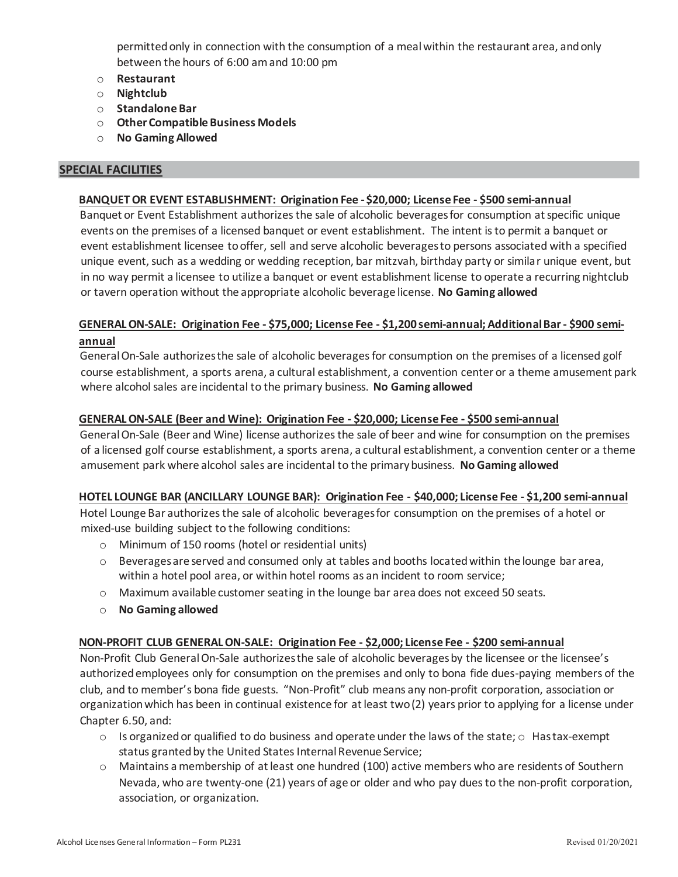permitted only in connection with the consumption of a meal within the restaurant area, and only between the hours of 6:00 am and 10:00 pm

- **Restaurant**
- **Nightclub**
- **Standalone Bar**
- **Other Compatible Business Models**
- **No Gaming Allowed**

## SPECIAL FACILITIES

### BANQUET OR EVENT ESTABLISHMENT: Origination Fee - $20,000; License Fee - $500 semi-annual

Banquet or Event Establishment authorizes the sale of alcoholic beverages for consumption at specific unique events on the premises of a licensed banquet or event establishment. The intent is to permit a banquet or event establishment licensee to offer, sell and serve alcoholic beverages to persons associated with a specified unique event, such as a wedding or wedding reception, bar mitzvah, birthday party or similar unique event, but in no way permit a licensee to utilize a banquet or event establishment license to operate a recurring nightclub or tavern operation without the appropriate alcoholic beverage license. **No Gaming allowed**

### GENERAL ON-SALE: Origination Fee - $75,000; License Fee - $1,200 semi-annual; Additional Bar - $900 semi-annual

General On-Sale authorizes the sale of alcoholic beverages for consumption on the premises of a licensed golf course establishment, a sports arena, a cultural establishment, a convention center or a theme amusement park where alcohol sales are incidental to the primary business. **No Gaming allowed**

### GENERAL ON-SALE (Beer and Wine): Origination Fee - $20,000; License Fee - $500 semi-annual

General On-Sale (Beer and Wine) license authorizes the sale of beer and wine for consumption on the premises of a licensed golf course establishment, a sports arena, a cultural establishment, a convention center or a theme amusement park where alcohol sales are incidental to the primary business. **No Gaming allowed**

### HOTEL LOUNGE BAR (ANCILLARY LOUNGE BAR): Origination Fee - $40,000; License Fee - $1,200 semi-annual

Hotel Lounge Bar authorizes the sale of alcoholic beverages for consumption on the premises of a hotel or mixed-use building subject to the following conditions:

- Minimum of 150 rooms (hotel or residential units)
- Beverages are served and consumed only at tables and booths located within the lounge bar area, within a hotel pool area, or within hotel rooms as an incident to room service;
- Maximum available customer seating in the lounge bar area does not exceed 50 seats.
- **No Gaming allowed**

### NON-PROFIT CLUB GENERAL ON-SALE: Origination Fee - $2,000; License Fee - $200 semi-annual

Non-Profit Club General On-Sale authorizes the sale of alcoholic beverages by the licensee or the licensee's authorized employees only for consumption on the premises and only to bona fide dues-paying members of the club, and to member's bona fide guests. "Non-Profit" club means any non-profit corporation, association or organization which has been in continual existence for at least two (2) years prior to applying for a license under Chapter 6.50, and:

- Is organized or qualified to do business and operate under the laws of the state;
- Has tax-exempt status granted by the United States Internal Revenue Service;
- Maintains a membership of at least one hundred (100) active members who are residents of Southern Nevada, who are twenty-one (21) years of age or older and who pay dues to the non-profit corporation, association, or organization.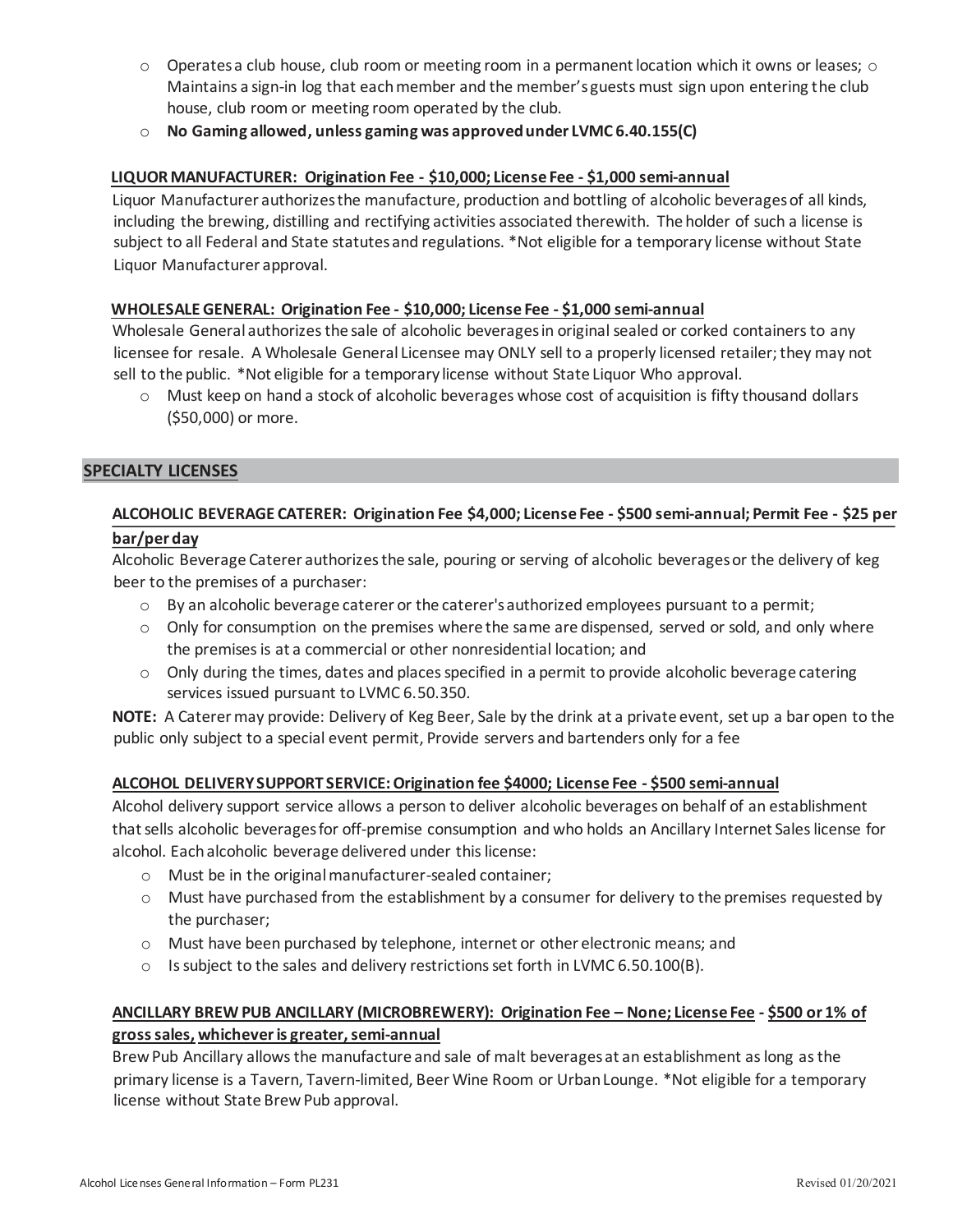- Operates a club house, club room or meeting room in a permanent location which it owns or leases;
- Maintains a sign-in log that each member and the member's guests must sign upon entering the club house, club room or meeting room operated by the club.
- **No Gaming allowed, unless gaming was approved under LVMC 6.40.155(C)**

**LIQUOR MANUFACTURER: Origination Fee - $10,000; License Fee - $1,000 semi-annual**

Liquor Manufacturer authorizes the manufacture, production and bottling of alcoholic beverages of all kinds, including the brewing, distilling and rectifying activities associated therewith. The holder of such a license is subject to all Federal and State statutes and regulations. *Not eligible for a temporary license without State Liquor Manufacturer approval.

**WHOLESALE GENERAL: Origination Fee - $10,000; License Fee - $1,000 semi-annual**

Wholesale General authorizes the sale of alcoholic beverages in original sealed or corked containers to any licensee for resale. A Wholesale General Licensee may ONLY sell to a properly licensed retailer; they may not sell to the public. *Not eligible for a temporary license without State Liquor Who approval.

- Must keep on hand a stock of alcoholic beverages whose cost of acquisition is fifty thousand dollars ($50,000) or more.

## SPECIALTY LICENSES

**ALCOHOLIC BEVERAGE CATERER: Origination Fee $4,000; License Fee - $500 semi-annual; Permit Fee - $25 per bar/per day**

Alcoholic Beverage Caterer authorizes the sale, pouring or serving of alcoholic beverages or the delivery of keg beer to the premises of a purchaser:

- By an alcoholic beverage caterer or the caterer's authorized employees pursuant to a permit;
- Only for consumption on the premises where the same are dispensed, served or sold, and only where the premises is at a commercial or other nonresidential location; and
- Only during the times, dates and places specified in a permit to provide alcoholic beverage catering services issued pursuant to LVMC 6.50.350.

**NOTE:** A Caterer may provide: Delivery of Keg Beer, Sale by the drink at a private event, set up a bar open to the public only subject to a special event permit, Provide servers and bartenders only for a fee

**ALCOHOL DELIVERY SUPPORT SERVICE: Origination fee $4000; License Fee - $500 semi-annual**

Alcohol delivery support service allows a person to deliver alcoholic beverages on behalf of an establishment that sells alcoholic beverages for off-premise consumption and who holds an Ancillary Internet Sales license for alcohol. Each alcoholic beverage delivered under this license:

- Must be in the original manufacturer-sealed container;
- Must have purchased from the establishment by a consumer for delivery to the premises requested by the purchaser;
- Must have been purchased by telephone, internet or other electronic means; and
- Is subject to the sales and delivery restrictions set forth in LVMC 6.50.100(B).

**ANCILLARY BREW PUB ANCILLARY (MICROBREWERY): Origination Fee – None; License Fee - $500 or 1% of gross sales, whichever is greater, semi-annual**

Brew Pub Ancillary allows the manufacture and sale of malt beverages at an establishment as long as the primary license is a Tavern, Tavern-limited, Beer Wine Room or Urban Lounge. *Not eligible for a temporary license without State Brew Pub approval.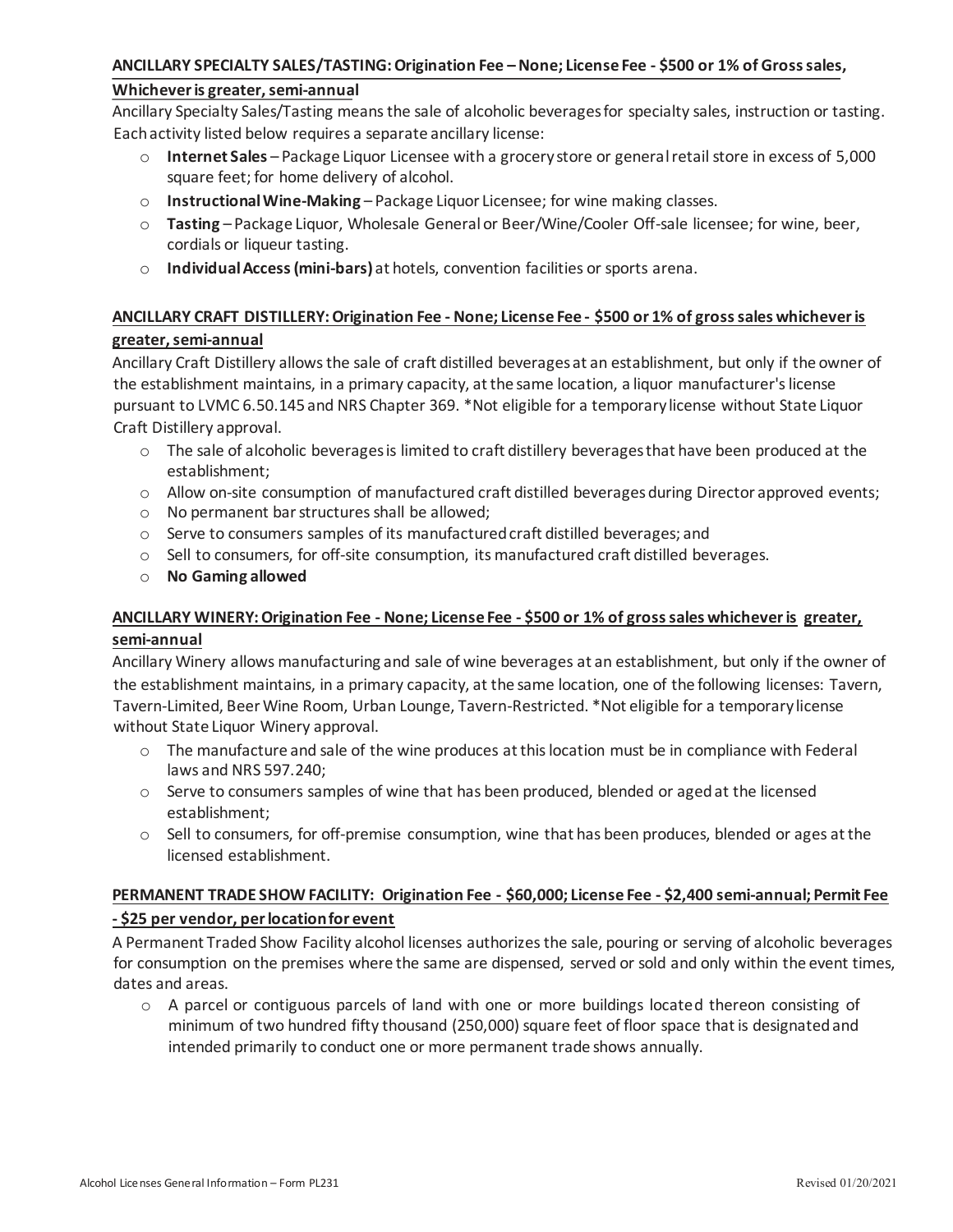**ANCILLARY SPECIALTY SALES/TASTING: Origination Fee – None; License Fee - $500 or 1% of Gross sales, Whichever is greater, semi-annual**

Ancillary Specialty Sales/Tasting means the sale of alcoholic beverages for specialty sales, instruction or tasting. Each activity listed below requires a separate ancillary license:

- **Internet Sales** – Package Liquor Licensee with a grocery store or general retail store in excess of 5,000 square feet; for home delivery of alcohol.
- **Instructional Wine-Making** – Package Liquor Licensee; for wine making classes.
- **Tasting** – Package Liquor, Wholesale General or Beer/Wine/Cooler Off-sale licensee; for wine, beer, cordials or liqueur tasting.
- **Individual Access (mini-bars)** at hotels, convention facilities or sports arena.

**ANCILLARY CRAFT DISTILLERY: Origination Fee - None; License Fee - $500 or 1% of gross sales whichever is greater, semi-annual**

Ancillary Craft Distillery allows the sale of craft distilled beverages at an establishment, but only if the owner of the establishment maintains, in a primary capacity, at the same location, a liquor manufacturer's license pursuant to LVMC 6.50.145 and NRS Chapter 369. *Not eligible for a temporary license without State Liquor Craft Distillery approval.

- The sale of alcoholic beverages is limited to craft distillery beverages that have been produced at the establishment;
- Allow on-site consumption of manufactured craft distilled beverages during Director approved events;
- No permanent bar structures shall be allowed;
- Serve to consumers samples of its manufactured craft distilled beverages; and
- Sell to consumers, for off-site consumption, its manufactured craft distilled beverages.
- **No Gaming allowed**

**ANCILLARY WINERY: Origination Fee - None; License Fee - $500 or 1% of gross sales whichever is greater, semi-annual**

Ancillary Winery allows manufacturing and sale of wine beverages at an establishment, but only if the owner of the establishment maintains, in a primary capacity, at the same location, one of the following licenses: Tavern, Tavern-Limited, Beer Wine Room, Urban Lounge, Tavern-Restricted. *Not eligible for a temporary license without State Liquor Winery approval.

- The manufacture and sale of the wine produces at this location must be in compliance with Federal laws and NRS 597.240;
- Serve to consumers samples of wine that has been produced, blended or aged at the licensed establishment;
- Sell to consumers, for off-premise consumption, wine that has been produces, blended or ages at the licensed establishment.

**PERMANENT TRADE SHOW FACILITY: Origination Fee - $60,000; License Fee - $2,400 semi-annual; Permit Fee - $25 per vendor, per location for event**

A Permanent Traded Show Facility alcohol licenses authorizes the sale, pouring or serving of alcoholic beverages for consumption on the premises where the same are dispensed, served or sold and only within the event times, dates and areas.

- A parcel or contiguous parcels of land with one or more buildings located thereon consisting of minimum of two hundred fifty thousand (250,000) square feet of floor space that is designated and intended primarily to conduct one or more permanent trade shows annually.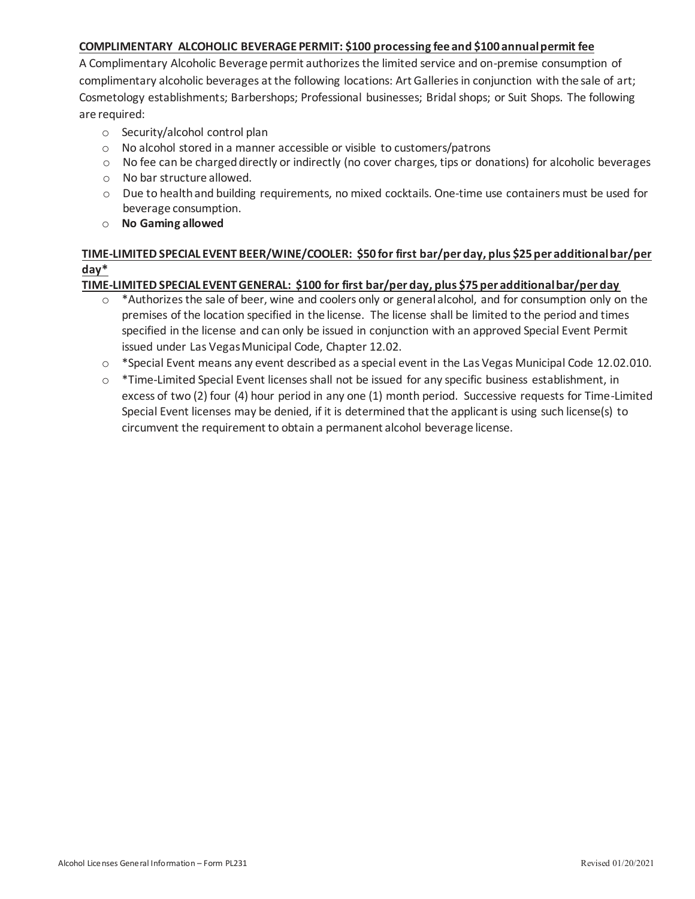**<u>COMPLIMENTARY ALCOHOLIC BEVERAGE PERMIT: $100 processing fee and $100 annual permit fee</u>**

A Complimentary Alcoholic Beverage permit authorizes the limited service and on-premise consumption of complimentary alcoholic beverages at the following locations: Art Galleries in conjunction with the sale of art; Cosmetology establishments; Barbershops; Professional businesses; Bridal shops; or Suit Shops. The following are required:

- Security/alcohol control plan
- No alcohol stored in a manner accessible or visible to customers/patrons
- No fee can be charged directly or indirectly (no cover charges, tips or donations) for alcoholic beverages
- No bar structure allowed.
- Due to health and building requirements, no mixed cocktails. One-time use containers must be used for beverage consumption.
- **No Gaming allowed**

**<u>TIME-LIMITED SPECIAL EVENT BEER/WINE/COOLER: $50 for first bar/per day, plus $25 per additional bar/per day*</u>**

**<u>TIME-LIMITED SPECIAL EVENT GENERAL: $100 for first bar/per day, plus $75 per additional bar/per day</u>**

- *Authorizes the sale of beer, wine and coolers only or general alcohol, and for consumption only on the premises of the location specified in the license. The license shall be limited to the period and times specified in the license and can only be issued in conjunction with an approved Special Event Permit issued under Las Vegas Municipal Code, Chapter 12.02.
- *Special Event means any event described as a special event in the Las Vegas Municipal Code 12.02.010.
- *Time-Limited Special Event licenses shall not be issued for any specific business establishment, in excess of two (2) four (4) hour period in any one (1) month period. Successive requests for Time-Limited Special Event licenses may be denied, if it is determined that the applicant is using such license(s) to circumvent the requirement to obtain a permanent alcohol beverage license.

Alcohol Licenses General Information – Form PL231 Revised 01/20/2021